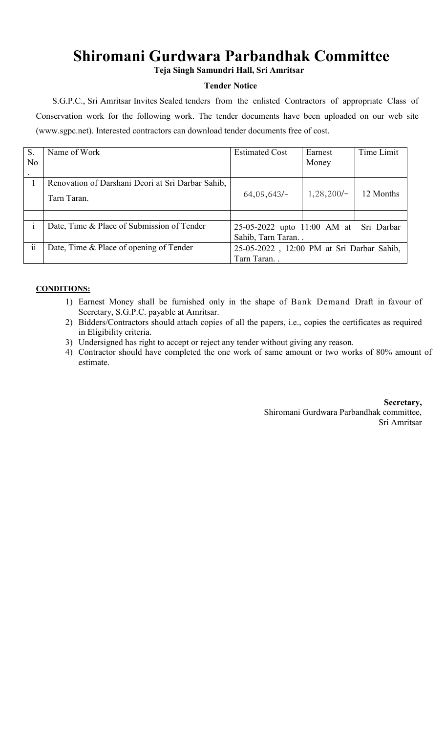# Shiromani Gurdwara Parbandhak Committee

**Teja Singh Samundri Hall, Sri Amritsar**

**Tender Notice**

S.G.P.C., Sri Amritsar Invites Sealed tenders from the enlisted Contractors of appropriate Class of Conservation work for the following work. The tender documents have been uploaded on our web site (www.sgpc.net). Interested contractors can download tender documents free of cost.

| S. No. | Name of Work | Estimated Cost | Earnest Money | Time Limit |
|---|---|---|---|---|
| 1 | Renovation of Darshani Deori at Sri Darbar Sahib, Tarn Taran. | 64,09,643/- | 1,28,200/- | 12 Months |
| | | | | |
| i | Date, Time & Place of Submission of Tender | 25-05-2022 upto 11:00 AM at Sri Darbar Sahib, Tarn Taran. . | | |
| ii | Date, Time & Place of opening of Tender | 25-05-2022 , 12:00 PM at Sri Darbar Sahib, Tarn Taran. . | | |

**CONDITIONS:**

1) Earnest Money shall be furnished only in the shape of Bank Demand Draft in favour of Secretary, S.G.P.C. payable at Amritsar.
2) Bidders/Contractors should attach copies of all the papers, i.e., copies the certificates as required in Eligibility criteria.
3) Undersigned has right to accept or reject any tender without giving any reason.
4) Contractor should have completed the one work of same amount or two works of 80% amount of estimate.

**Secretary,**
Shiromani Gurdwara Parbandhak committee,
Sri Amritsar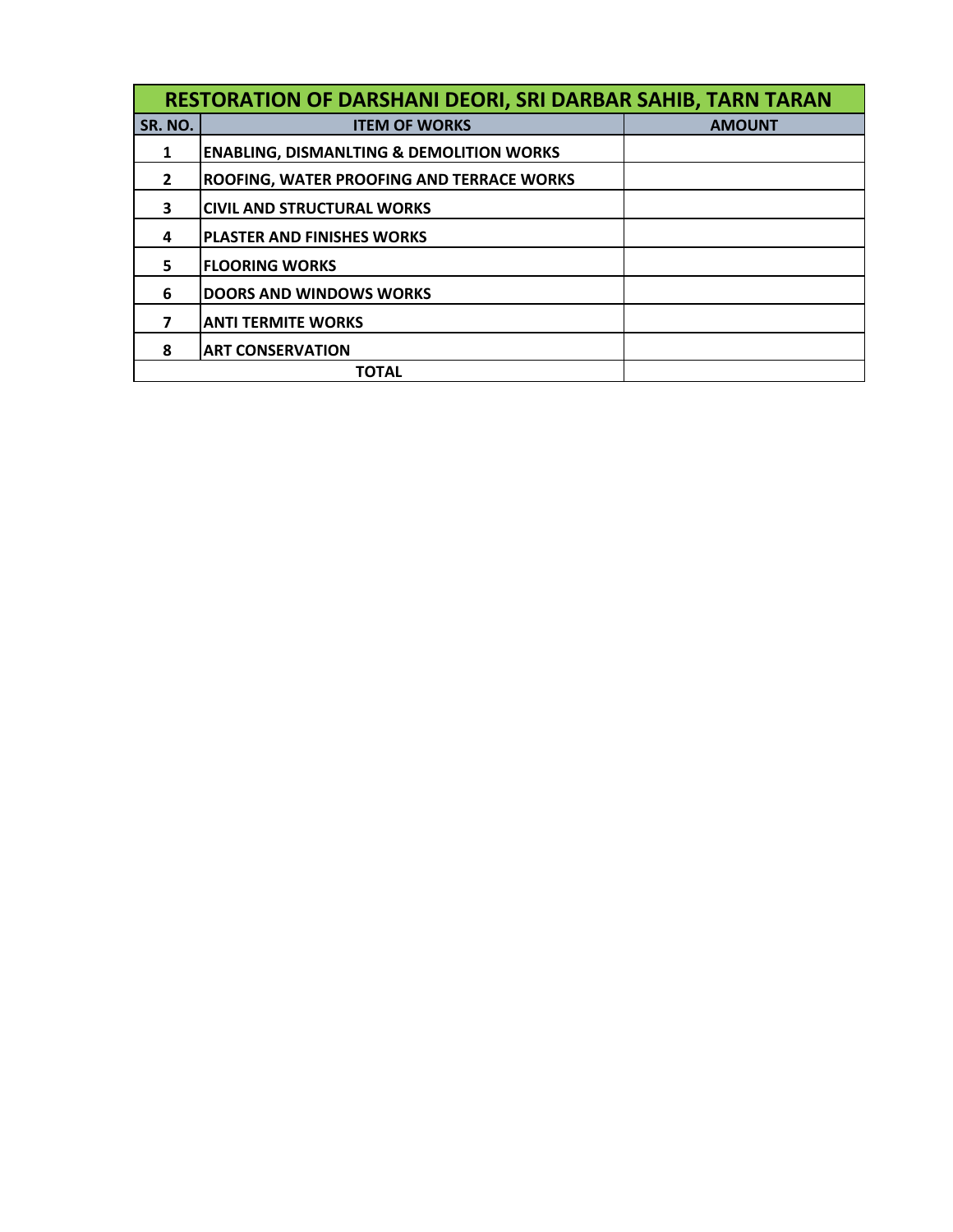| RESTORATION OF DARSHANI DEORI, SRI DARBAR SAHIB, TARN TARAN | | |
|---|---|---|
| **SR. NO.** | **ITEM OF WORKS** | **AMOUNT** |
| **1** | **ENABLING, DISMANLTING & DEMOLITION WORKS** | |
| **2** | **ROOFING, WATER PROOFING AND TERRACE WORKS** | |
| **3** | **CIVIL AND STRUCTURAL WORKS** | |
| **4** | **PLASTER AND FINISHES WORKS** | |
| **5** | **FLOORING WORKS** | |
| **6** | **DOORS AND WINDOWS WORKS** | |
| **7** | **ANTI TERMITE WORKS** | |
| **8** | **ART CONSERVATION** | |
| **TOTAL** | | |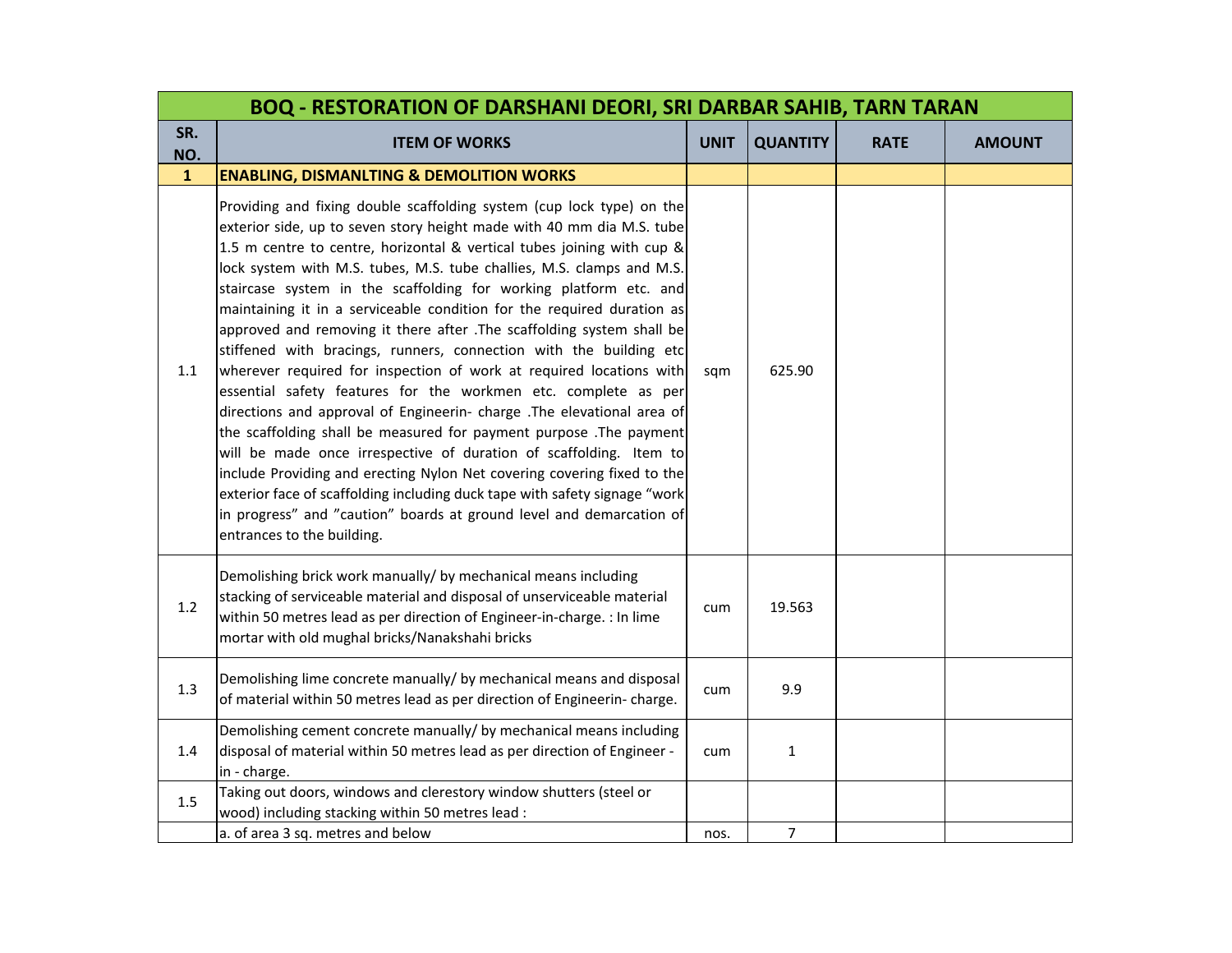| BOQ - RESTORATION OF DARSHANI DEORI, SRI DARBAR SAHIB, TARN TARAN | | | | | |
|---|---|---|---|---|---|
| SR. NO. | ITEM OF WORKS | UNIT | QUANTITY | RATE | AMOUNT |
| **1** | **ENABLING, DISMANLTING & DEMOLITION WORKS** | | | | |
| 1.1 | Providing and fixing double scaffolding system (cup lock type) on the exterior side, up to seven story height made with 40 mm dia M.S. tube 1.5 m centre to centre, horizontal & vertical tubes joining with cup & lock system with M.S. tubes, M.S. tube challies, M.S. clamps and M.S. staircase system in the scaffolding for working platform etc. and maintaining it in a serviceable condition for the required duration as approved and removing it there after .The scaffolding system shall be stiffened with bracings, runners, connection with the building etc wherever required for inspection of work at required locations with essential safety features for the workmen etc. complete as per directions and approval of Engineerin- charge .The elevational area of the scaffolding shall be measured for payment purpose .The payment will be made once irrespective of duration of scaffolding. Item to include Providing and erecting Nylon Net covering covering fixed to the exterior face of scaffolding including duck tape with safety signage “work in progress” and ”caution” boards at ground level and demarcation of entrances to the building. | sqm | 625.90 | | |
| 1.2 | Demolishing brick work manually/ by mechanical means including stacking of serviceable material and disposal of unserviceable material within 50 metres lead as per direction of Engineer-in-charge. : In lime mortar with old mughal bricks/Nanakshahi bricks | cum | 19.563 | | |
| 1.3 | Demolishing lime concrete manually/ by mechanical means and disposal of material within 50 metres lead as per direction of Engineerin- charge. | cum | 9.9 | | |
| 1.4 | Demolishing cement concrete manually/ by mechanical means including disposal of material within 50 metres lead as per direction of Engineer - in - charge. | cum | 1 | | |
| 1.5 | Taking out doors, windows and clerestory window shutters (steel or wood) including stacking within 50 metres lead : | | | | |
| | a. of area 3 sq. metres and below | nos. | 7 | | |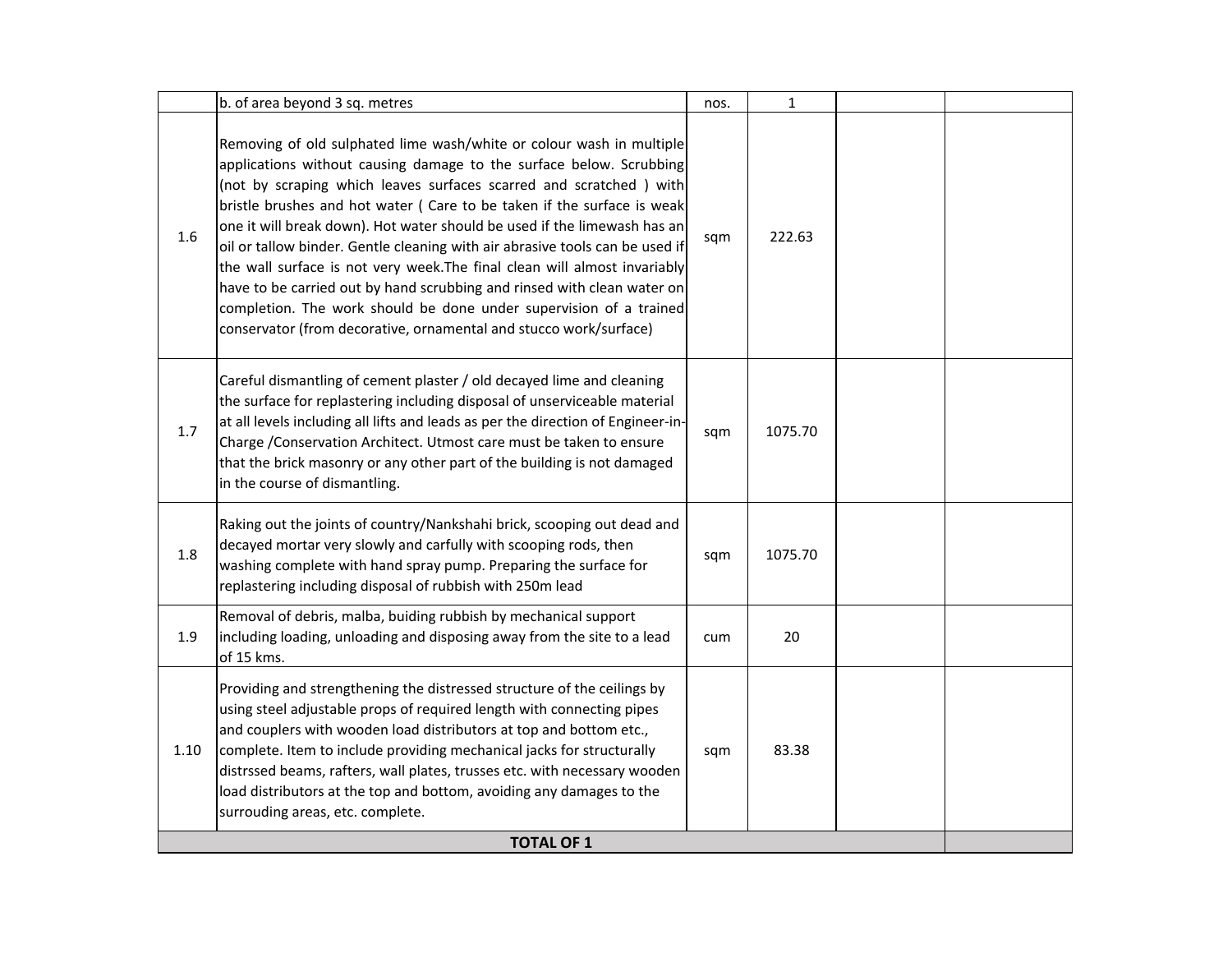|  |  |  |  |  |  |
|---|---|---|---|---|---|
|  | b. of area beyond 3 sq. metres | nos. | 1 |  |  |
| 1.6 | Removing of old sulphated lime wash/white or colour wash in multiple applications without causing damage to the surface below. Scrubbing (not by scraping which leaves surfaces scarred and scratched ) with bristle brushes and hot water ( Care to be taken if the surface is weak one it will break down). Hot water should be used if the limewash has an oil or tallow binder. Gentle cleaning with air abrasive tools can be used if the wall surface is not very week.The final clean will almost invariably have to be carried out by hand scrubbing and rinsed with clean water on completion. The work should be done under supervision of a trained conservator (from decorative, ornamental and stucco work/surface) | sqm | 222.63 |  |  |
| 1.7 | Careful dismantling of cement plaster / old decayed lime and cleaning the surface for replastering including disposal of unserviceable material at all levels including all lifts and leads as per the direction of Engineer-in-Charge /Conservation Architect. Utmost care must be taken to ensure that the brick masonry or any other part of the building is not damaged in the course of dismantling. | sqm | 1075.70 |  |  |
| 1.8 | Raking out the joints of country/Nankshahi brick, scooping out dead and decayed mortar very slowly and carfully with scooping rods, then washing complete with hand spray pump. Preparing the surface for replastering including disposal of rubbish with 250m lead | sqm | 1075.70 |  |  |
| 1.9 | Removal of debris, malba, buiding rubbish by mechanical support including loading, unloading and disposing away from the site to a lead of 15 kms. | cum | 20 |  |  |
| 1.10 | Providing and strengthening the distressed structure of the ceilings by using steel adjustable props of required length with connecting pipes and couplers with wooden load distributors at top and bottom etc., complete. Item to include providing mechanical jacks for structurally distrssed beams, rafters, wall plates, trusses etc. with necessary wooden load distributors at the top and bottom, avoiding any damages to the surrouding areas, etc. complete. | sqm | 83.38 |  |  |
| **TOTAL OF 1** |  |  |  |  |  |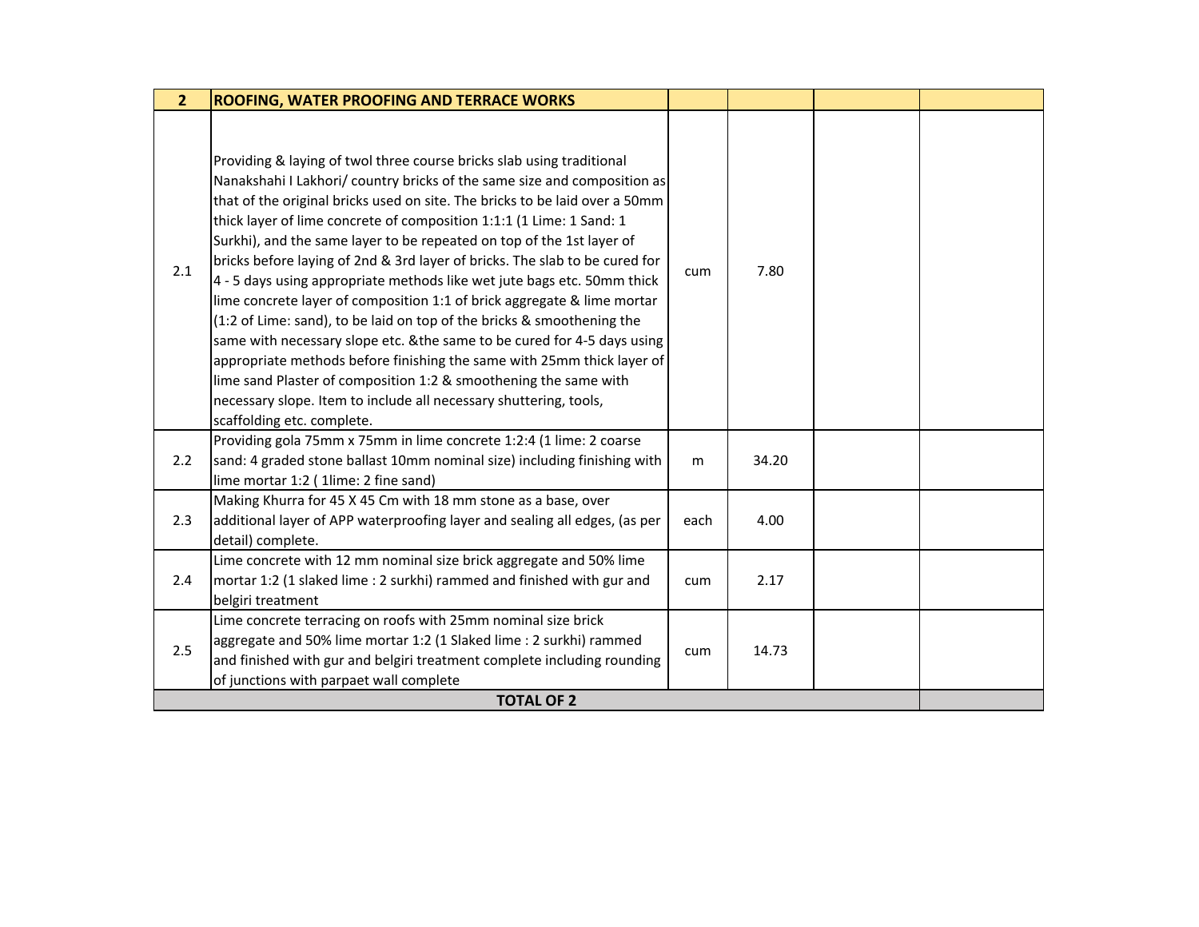| 2 | ROOFING, WATER PROOFING AND TERRACE WORKS | | | | |
|---|---|---|---|---|---|
| 2.1 | Providing & laying of twol three course bricks slab using traditional Nanakshahi I Lakhori/ country bricks of the same size and composition as that of the original bricks used on site. The bricks to be laid over a 50mm thick layer of lime concrete of composition 1:1:1 (1 Lime: 1 Sand: 1 Surkhi), and the same layer to be repeated on top of the 1st layer of bricks before laying of 2nd & 3rd layer of bricks. The slab to be cured for 4 - 5 days using appropriate methods like wet jute bags etc. 50mm thick lime concrete layer of composition 1:1 of brick aggregate & lime mortar (1:2 of Lime: sand), to be laid on top of the bricks & smoothening the same with necessary slope etc. &the same to be cured for 4-5 days using appropriate methods before finishing the same with 25mm thick layer of lime sand Plaster of composition 1:2 & smoothening the same with necessary slope. Item to include all necessary shuttering, tools, scaffolding etc. complete. | cum | 7.80 | | |
| 2.2 | Providing gola 75mm x 75mm in lime concrete 1:2:4 (1 lime: 2 coarse sand: 4 graded stone ballast 10mm nominal size) including finishing with lime mortar 1:2 ( 1lime: 2 fine sand) | m | 34.20 | | |
| 2.3 | Making Khurra for 45 X 45 Cm with 18 mm stone as a base, over additional layer of APP waterproofing layer and sealing all edges, (as per detail) complete. | each | 4.00 | | |
| 2.4 | Lime concrete with 12 mm nominal size brick aggregate and 50% lime mortar 1:2 (1 slaked lime : 2 surkhi) rammed and finished with gur and belgiri treatment | cum | 2.17 | | |
| 2.5 | Lime concrete terracing on roofs with 25mm nominal size brick aggregate and 50% lime mortar 1:2 (1 Slaked lime : 2 surkhi) rammed and finished with gur and belgiri treatment complete including rounding of junctions with parpaet wall complete | cum | 14.73 | | |
| | **TOTAL OF 2** | | | | |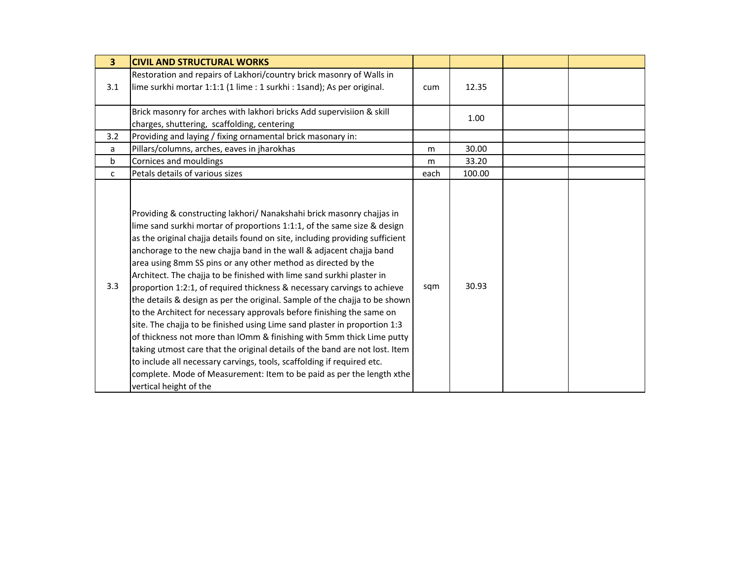| 3 | **CIVIL AND STRUCTURAL WORKS** | | | | |
|---|---|---|---|---|---|
| 3.1 | Restoration and repairs of Lakhori/country brick masonry of Walls in lime surkhi mortar 1:1:1 (1 lime : 1 surkhi : 1sand); As per original. | cum | 12.35 | | |
| | Brick masonry for arches with lakhori bricks Add supervisiion & skill charges, shuttering, scaffolding, centering | | 1.00 | | |
| 3.2 | Providing and laying / fixing ornamental brick masonary in: | | | | |
| a | Pillars/columns, arches, eaves in jharokhas | m | 30.00 | | |
| b | Cornices and mouldings | m | 33.20 | | |
| c | Petals details of various sizes | each | 100.00 | | |
| 3.3 | Providing & constructing lakhori/ Nanakshahi brick masonry chajjas in lime sand surkhi mortar of proportions 1:1:1, of the same size & design as the original chajja details found on site, including providing sufficient anchorage to the new chajja band in the wall & adjacent chajja band area using 8mm SS pins or any other method as directed by the Architect. The chajja to be finished with lime sand surkhi plaster in proportion 1:2:1, of required thickness & necessary carvings to achieve the details & design as per the original. Sample of the chajja to be shown to the Architect for necessary approvals before finishing the same on site. The chajja to be finished using Lime sand plaster in proportion 1:3 of thickness not more than lOmm & finishing with 5mm thick Lime putty taking utmost care that the original details of the band are not lost. Item to include all necessary carvings, tools, scaffolding if required etc. complete. Mode of Measurement: Item to be paid as per the length xthe vertical height of the | sqm | 30.93 | | |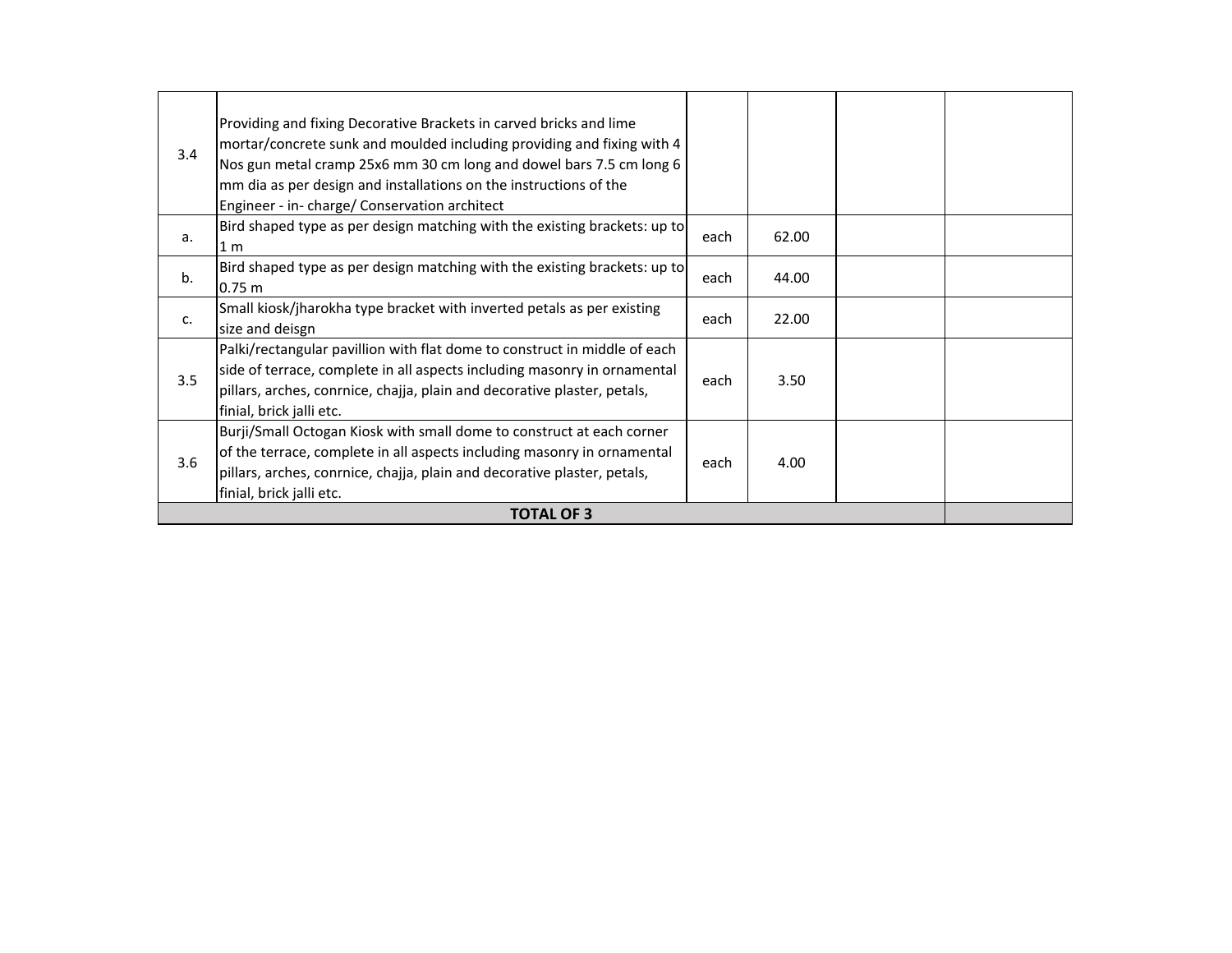| | | | | | |
|---|---|---|---|---|---|
| 3.4 | Providing and fixing Decorative Brackets in carved bricks and lime mortar/concrete sunk and moulded including providing and fixing with 4 Nos gun metal cramp 25x6 mm 30 cm long and dowel bars 7.5 cm long 6 mm dia as per design and installations on the instructions of the Engineer - in- charge/ Conservation architect | | | | |
| a. | Bird shaped type as per design matching with the existing brackets: up to 1 m | each | 62.00 | | |
| b. | Bird shaped type as per design matching with the existing brackets: up to 0.75 m | each | 44.00 | | |
| c. | Small kiosk/jharokha type bracket with inverted petals as per existing size and deisgn | each | 22.00 | | |
| 3.5 | Palki/rectangular pavillion with flat dome to construct in middle of each side of terrace, complete in all aspects including masonry in ornamental pillars, arches, conrnice, chajja, plain and decorative plaster, petals, finial, brick jalli etc. | each | 3.50 | | |
| 3.6 | Burji/Small Octogan Kiosk with small dome to construct at each corner of the terrace, complete in all aspects including masonry in ornamental pillars, arches, conrnice, chajja, plain and decorative plaster, petals, finial, brick jalli etc. | each | 4.00 | | |
| **TOTAL OF 3** | | | | | |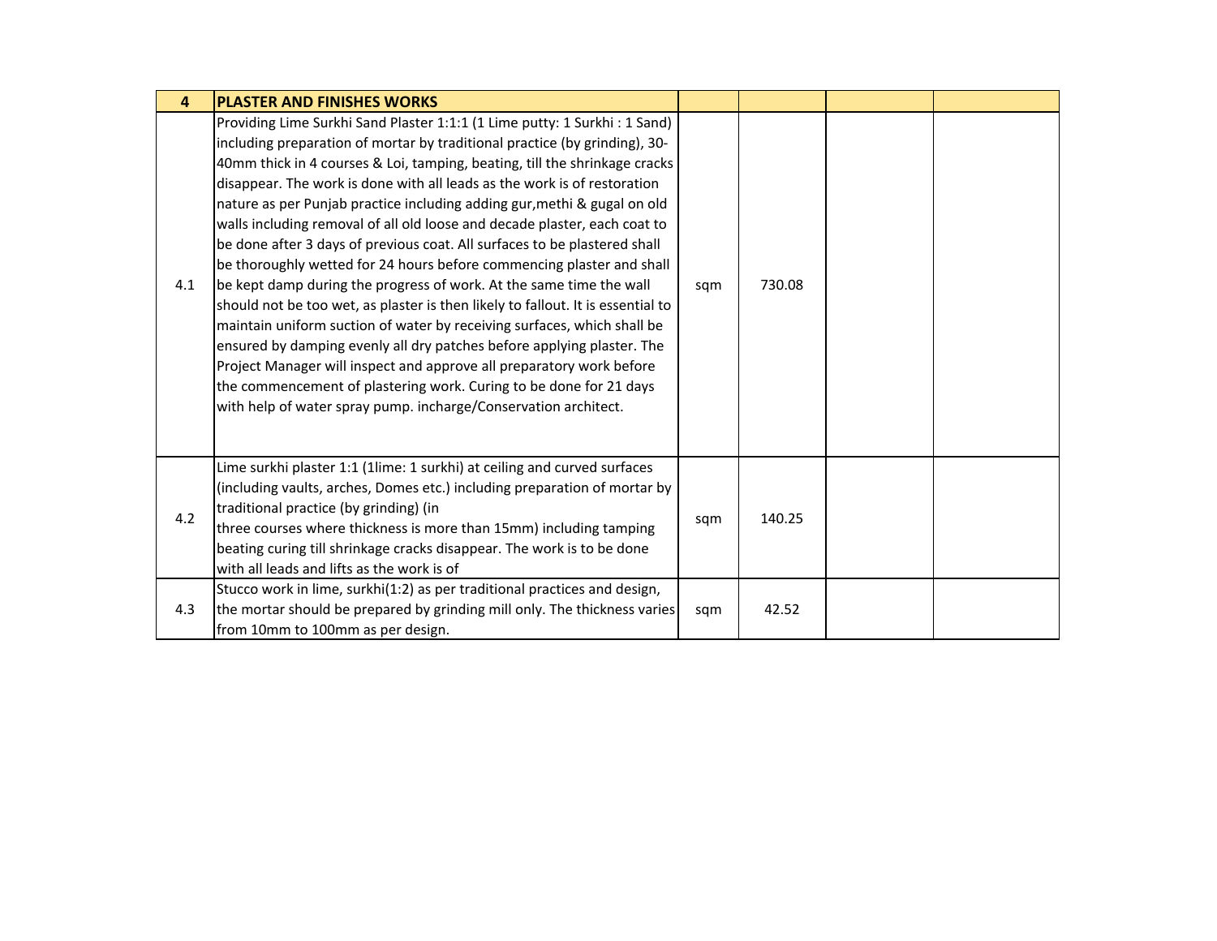| 4 | PLASTER AND FINISHES WORKS | | | | |
|---|---|---|---|---|---|
| 4.1 | Providing Lime Surkhi Sand Plaster 1:1:1 (1 Lime putty: 1 Surkhi : 1 Sand) including preparation of mortar by traditional practice (by grinding), 30-40mm thick in 4 courses & Loi, tamping, beating, till the shrinkage cracks disappear. The work is done with all leads as the work is of restoration nature as per Punjab practice including adding gur,methi & gugal on old walls including removal of all old loose and decade plaster, each coat to be done after 3 days of previous coat. All surfaces to be plastered shall be thoroughly wetted for 24 hours before commencing plaster and shall be kept damp during the progress of work. At the same time the wall should not be too wet, as plaster is then likely to fallout. It is essential to maintain uniform suction of water by receiving surfaces, which shall be ensured by damping evenly all dry patches before applying plaster. The Project Manager will inspect and approve all preparatory work before the commencement of plastering work. Curing to be done for 21 days with help of water spray pump. incharge/Conservation architect. | sqm | 730.08 | | |
| 4.2 | Lime surkhi plaster 1:1 (1lime: 1 surkhi) at ceiling and curved surfaces (including vaults, arches, Domes etc.) including preparation of mortar by traditional practice (by grinding) (in three courses where thickness is more than 15mm) including tamping beating curing till shrinkage cracks disappear. The work is to be done with all leads and lifts as the work is of | sqm | 140.25 | | |
| 4.3 | Stucco work in lime, surkhi(1:2) as per traditional practices and design, the mortar should be prepared by grinding mill only. The thickness varies from 10mm to 100mm as per design. | sqm | 42.52 | | |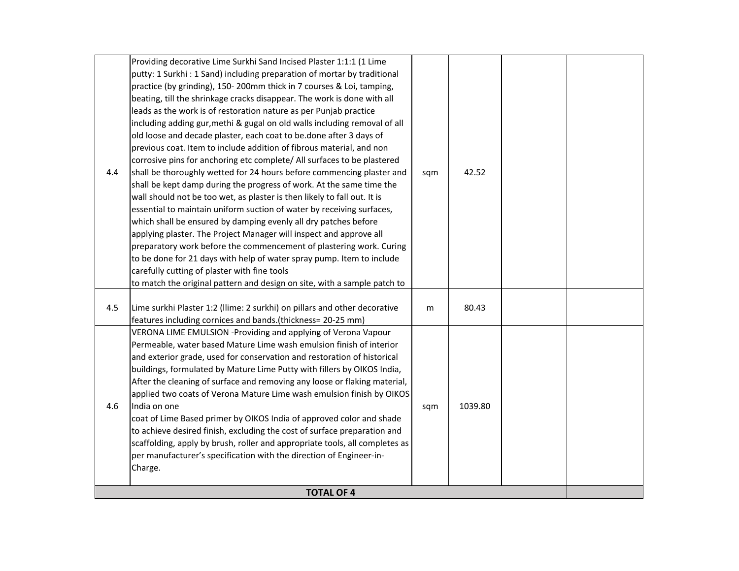| | | | | | |
|---|---|---|---|---|---|
| 4.4 | Providing decorative Lime Surkhi Sand Incised Plaster 1:1:1 (1 Lime putty: 1 Surkhi : 1 Sand) including preparation of mortar by traditional practice (by grinding), 150- 200mm thick in 7 courses & Loi, tamping, beating, till the shrinkage cracks disappear. The work is done with all leads as the work is of restoration nature as per Punjab practice including adding gur,methi & gugal on old walls including removal of all old loose and decade plaster, each coat to be.done after 3 days of previous coat. Item to include addition of fibrous material, and non corrosive pins for anchoring etc complete/ All surfaces to be plastered shall be thoroughly wetted for 24 hours before commencing plaster and shall be kept damp during the progress of work. At the same time the wall should not be too wet, as plaster is then likely to fall out. It is essential to maintain uniform suction of water by receiving surfaces, which shall be ensured by damping evenly all dry patches before applying plaster. The Project Manager will inspect and approve all preparatory work before the commencement of plastering work. Curing to be done for 21 days with help of water spray pump. Item to include carefully cutting of plaster with fine tools to match the original pattern and design on site, with a sample patch to | sqm | 42.52 | | |
| 4.5 | Lime surkhi Plaster 1:2 (llime: 2 surkhi) on pillars and other decorative features including cornices and bands.(thickness= 20-25 mm) | m | 80.43 | | |
| 4.6 | VERONA LIME EMULSION -Providing and applying of Verona Vapour Permeable, water based Mature Lime wash emulsion finish of interior and exterior grade, used for conservation and restoration of historical buildings, formulated by Mature Lime Putty with fillers by OIKOS India, After the cleaning of surface and removing any loose or flaking material, applied two coats of Verona Mature Lime wash emulsion finish by OIKOS India on one coat of Lime Based primer by OIKOS India of approved color and shade to achieve desired finish, excluding the cost of surface preparation and scaffolding, apply by brush, roller and appropriate tools, all completes as per manufacturer's specification with the direction of Engineer-in-Charge. | sqm | 1039.80 | | |
| **TOTAL OF 4** | | | | | |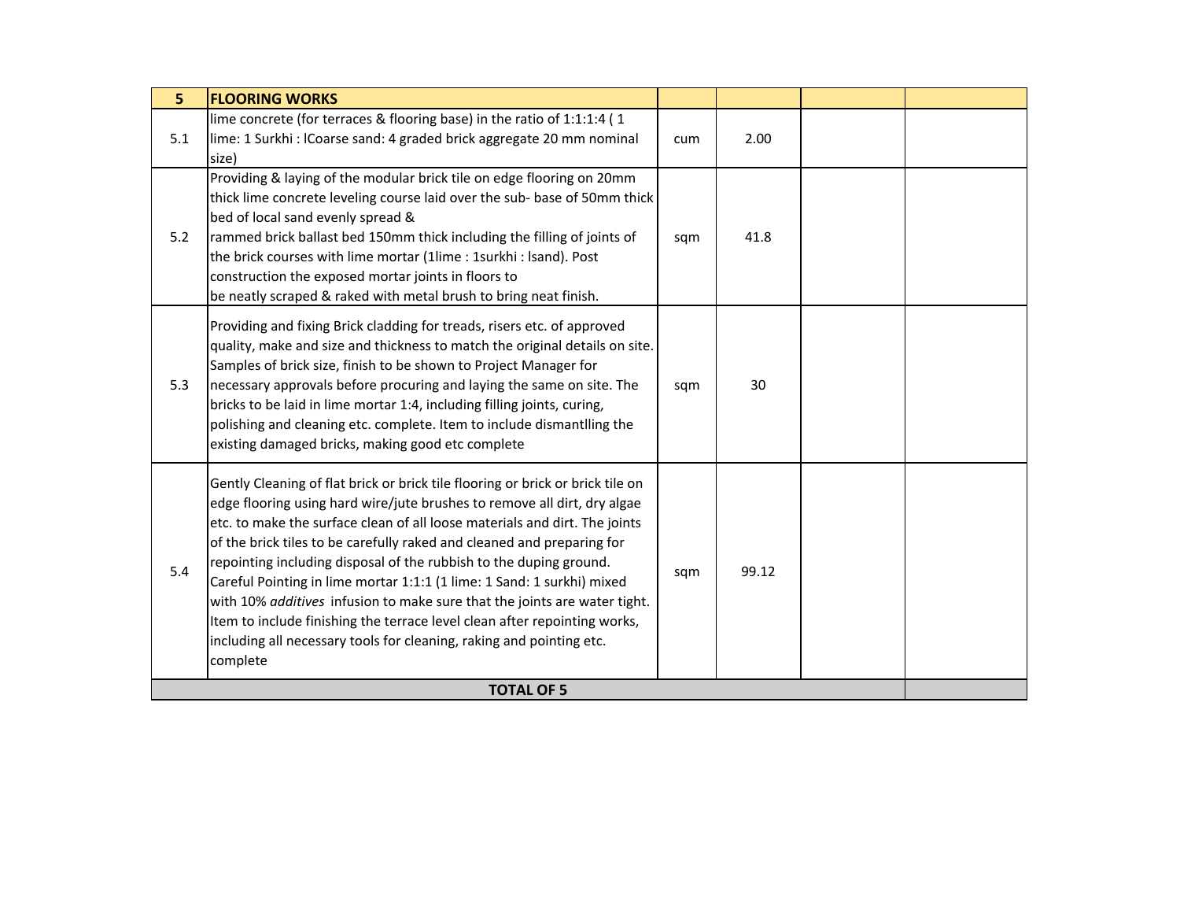| 5 | FLOORING WORKS | | | | |
|---|---|---|---|---|---|
| 5.1 | lime concrete (for terraces & flooring base) in the ratio of 1:1:1:4 ( 1 lime: 1 Surkhi : lCoarse sand: 4 graded brick aggregate 20 mm nominal size) | cum | 2.00 | | |
| 5.2 | Providing & laying of the modular brick tile on edge flooring on 20mm thick lime concrete leveling course laid over the sub- base of 50mm thick bed of local sand evenly spread & rammed brick ballast bed 150mm thick including the filling of joints of the brick courses with lime mortar (1lime : 1surkhi : lsand). Post construction the exposed mortar joints in floors to be neatly scraped & raked with metal brush to bring neat finish. | sqm | 41.8 | | |
| 5.3 | Providing and fixing Brick cladding for treads, risers etc. of approved quality, make and size and thickness to match the original details on site. Samples of brick size, finish to be shown to Project Manager for necessary approvals before procuring and laying the same on site. The bricks to be laid in lime mortar 1:4, including filling joints, curing, polishing and cleaning etc. complete. Item to include dismantlling the existing damaged bricks, making good etc complete | sqm | 30 | | |
| 5.4 | Gently Cleaning of flat brick or brick tile flooring or brick or brick tile on edge flooring using hard wire/jute brushes to remove all dirt, dry algae etc. to make the surface clean of all loose materials and dirt. The joints of the brick tiles to be carefully raked and cleaned and preparing for repointing including disposal of the rubbish to the duping ground. Careful Pointing in lime mortar 1:1:1 (1 lime: 1 Sand: 1 surkhi) mixed with 10% *additives* infusion to make sure that the joints are water tight. Item to include finishing the terrace level clean after repointing works, including all necessary tools for cleaning, raking and pointing etc. complete | sqm | 99.12 | | |
| **TOTAL OF 5** | | | | | |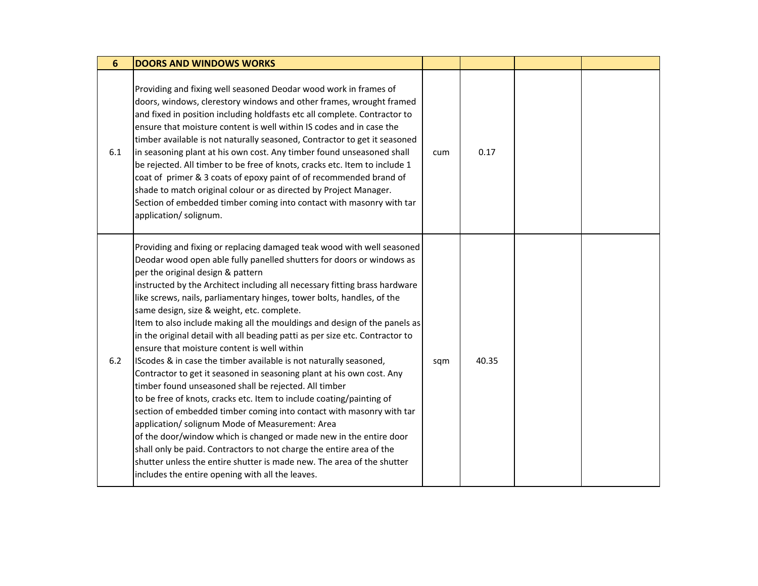| 6 | DOORS AND WINDOWS WORKS | | | | |
|---|---|---|---|---|---|
| 6.1 | Providing and fixing well seasoned Deodar wood work in frames of doors, windows, clerestory windows and other frames, wrought framed and fixed in position including holdfasts etc all complete. Contractor to ensure that moisture content is well within IS codes and in case the timber available is not naturally seasoned, Contractor to get it seasoned in seasoning plant at his own cost. Any timber found unseasoned shall be rejected. All timber to be free of knots, cracks etc. Item to include 1 coat of primer & 3 coats of epoxy paint of of recommended brand of shade to match original colour or as directed by Project Manager. Section of embedded timber coming into contact with masonry with tar application/ solignum. | cum | 0.17 | | |
| 6.2 | Providing and fixing or replacing damaged teak wood with well seasoned Deodar wood open able fully panelled shutters for doors or windows as per the original design & pattern instructed by the Architect including all necessary fitting brass hardware like screws, nails, parliamentary hinges, tower bolts, handles, of the same design, size & weight, etc. complete. Item to also include making all the mouldings and design of the panels as in the original detail with all beading patti as per size etc. Contractor to ensure that moisture content is well within IScodes & in case the timber available is not naturally seasoned, Contractor to get it seasoned in seasoning plant at his own cost. Any timber found unseasoned shall be rejected. All timber to be free of knots, cracks etc. Item to include coating/painting of section of embedded timber coming into contact with masonry with tar application/ solignum Mode of Measurement: Area of the door/window which is changed or made new in the entire door shall only be paid. Contractors to not charge the entire area of the shutter unless the entire shutter is made new. The area of the shutter includes the entire opening with all the leaves. | sqm | 40.35 | | |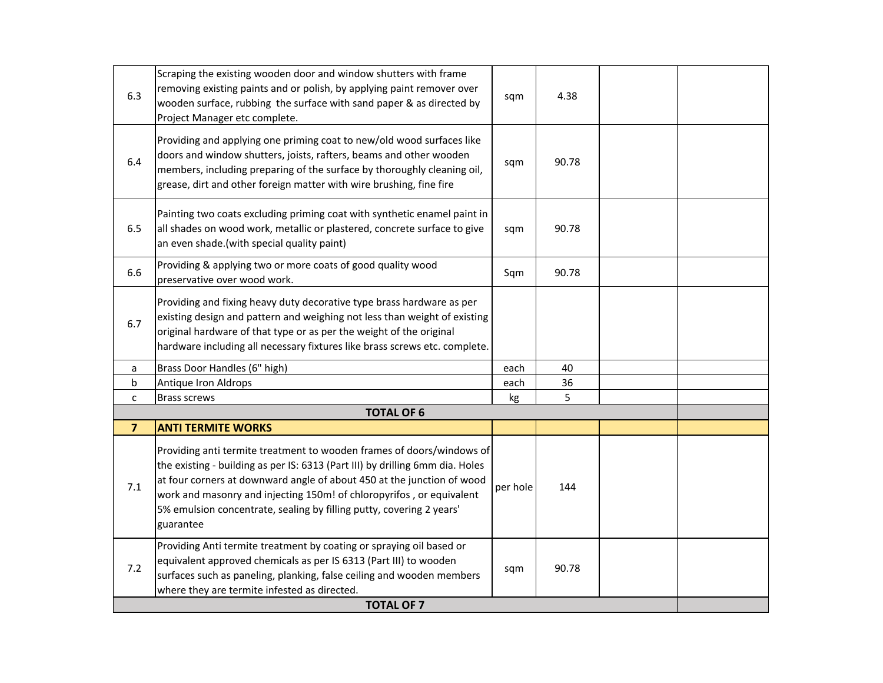| | | | | | |
|---|---|---|---|---|---|
| 6.3 | Scraping the existing wooden door and window shutters with frame removing existing paints and or polish, by applying paint remover over wooden surface, rubbing the surface with sand paper & as directed by Project Manager etc complete. | sqm | 4.38 | | |
| 6.4 | Providing and applying one priming coat to new/old wood surfaces like doors and window shutters, joists, rafters, beams and other wooden members, including preparing of the surface by thoroughly cleaning oil, grease, dirt and other foreign matter with wire brushing, fine fire | sqm | 90.78 | | |
| 6.5 | Painting two coats excluding priming coat with synthetic enamel paint in all shades on wood work, metallic or plastered, concrete surface to give an even shade.(with special quality paint) | sqm | 90.78 | | |
| 6.6 | Providing & applying two or more coats of good quality wood preservative over wood work. | Sqm | 90.78 | | |
| 6.7 | Providing and fixing heavy duty decorative type brass hardware as per existing design and pattern and weighing not less than weight of existing original hardware of that type or as per the weight of the original hardware including all necessary fixtures like brass screws etc. complete. | | | | |
| a | Brass Door Handles (6" high) | each | 40 | | |
| b | Antique Iron Aldrops | each | 36 | | |
| c | Brass screws | kg | 5 | | |
| | **TOTAL OF 6** | | | | |
| **7** | **ANTI TERMITE WORKS** | | | | |
| 7.1 | Providing anti termite treatment to wooden frames of doors/windows of the existing - building as per IS: 6313 (Part III) by drilling 6mm dia. Holes at four corners at downward angle of about 450 at the junction of wood work and masonry and injecting 150m! of chloropyrifos , or equivalent 5% emulsion concentrate, sealing by filling putty, covering 2 years' guarantee | per hole | 144 | | |
| 7.2 | Providing Anti termite treatment by coating or spraying oil based or equivalent approved chemicals as per IS 6313 (Part III) to wooden surfaces such as paneling, planking, false ceiling and wooden members where they are termite infested as directed. | sqm | 90.78 | | |
| | **TOTAL OF 7** | | | | |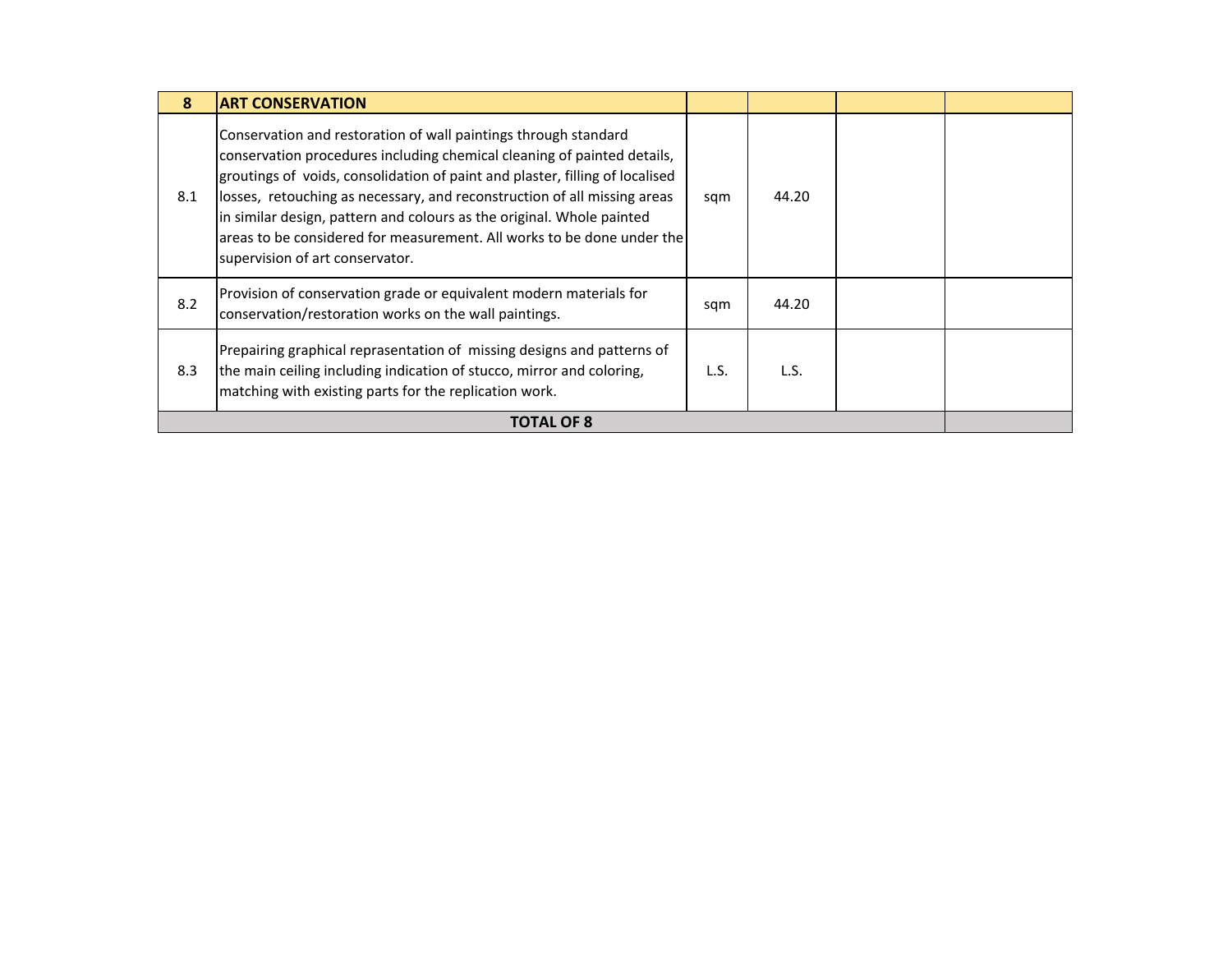| | | | | | |
|---|---|---|---|---|---|
| **8** | **ART CONSERVATION** | | | | |
| 8.1 | Conservation and restoration of wall paintings through standard conservation procedures including chemical cleaning of painted details, groutings of voids, consolidation of paint and plaster, filling of localised losses, retouching as necessary, and reconstruction of all missing areas in similar design, pattern and colours as the original. Whole painted areas to be considered for measurement. All works to be done under the supervision of art conservator. | sqm | 44.20 | | |
| 8.2 | Provision of conservation grade or equivalent modern materials for conservation/restoration works on the wall paintings. | sqm | 44.20 | | |
| 8.3 | Prepairing graphical reprasentation of missing designs and patterns of the main ceiling including indication of stucco, mirror and coloring, matching with existing parts for the replication work. | L.S. | L.S. | | |
| **TOTAL OF 8** | | | | | |